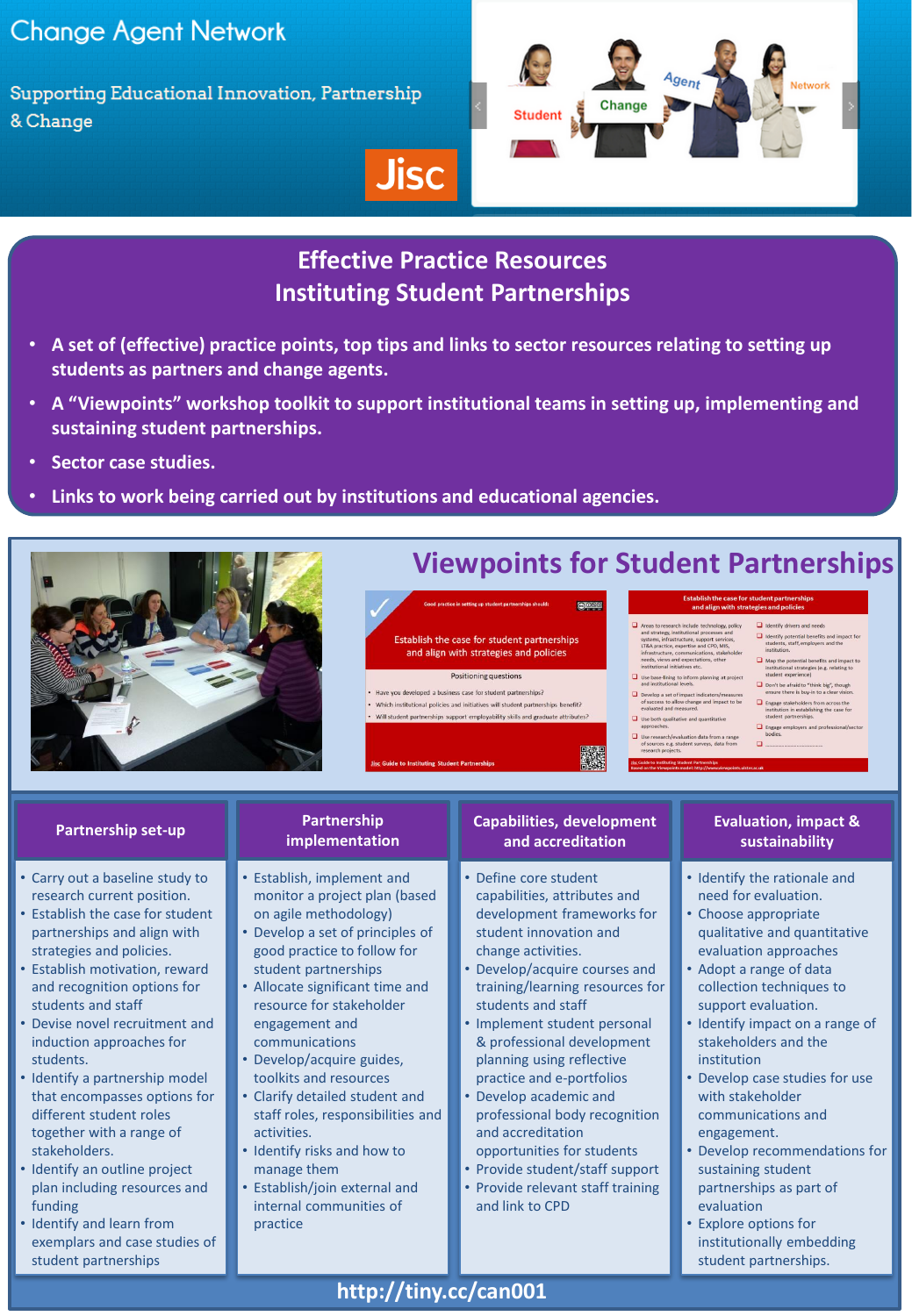# Change Agent Network

Supporting Educational Innovation, Partnership & Change

Jisc

## Effective Practice Resources
## Instituting Student Partnerships

- **A set of (effective) practice points, top tips and links to sector resources relating to setting up students as partners and change agents.**
- **A "Viewpoints" workshop toolkit to support institutional teams in setting up, implementing and sustaining student partnerships.**
- **Sector case studies.**
- **Links to work being carried out by institutions and educational agencies.**

## Viewpoints for Student Partnerships

### Partnership set-up

- Carry out a baseline study to research current position.
- Establish the case for student partnerships and align with strategies and policies.
- Establish motivation, reward and recognition options for students and staff
- Devise novel recruitment and induction approaches for students.
- Identify a partnership model that encompasses options for different student roles together with a range of stakeholders.
- Identify an outline project plan including resources and funding
- Identify and learn from exemplars and case studies of student partnerships

### Partnership implementation

- Establish, implement and monitor a project plan (based on agile methodology)
- Develop a set of principles of good practice to follow for student partnerships
- Allocate significant time and resource for stakeholder engagement and communications
- Develop/acquire guides, toolkits and resources
- Clarify detailed student and staff roles, responsibilities and activities.
- Identify risks and how to manage them
- Establish/join external and internal communities of practice

### Capabilities, development and accreditation

- Define core student capabilities, attributes and development frameworks for student innovation and change activities.
- Develop/acquire courses and training/learning resources for students and staff
- Implement student personal & professional development planning using reflective practice and e-portfolios
- Develop academic and professional body recognition and accreditation opportunities for students
- Provide student/staff support
- Provide relevant staff training and link to CPD

### Evaluation, impact & sustainability

- Identify the rationale and need for evaluation.
- Choose appropriate qualitative and quantitative evaluation approaches
- Adopt a range of data collection techniques to support evaluation.
- Identify impact on a range of stakeholders and the institution
- Develop case studies for use with stakeholder communications and engagement.
- Develop recommendations for sustaining student partnerships as part of evaluation
- Explore options for institutionally embedding student partnerships.

http://tiny.cc/can001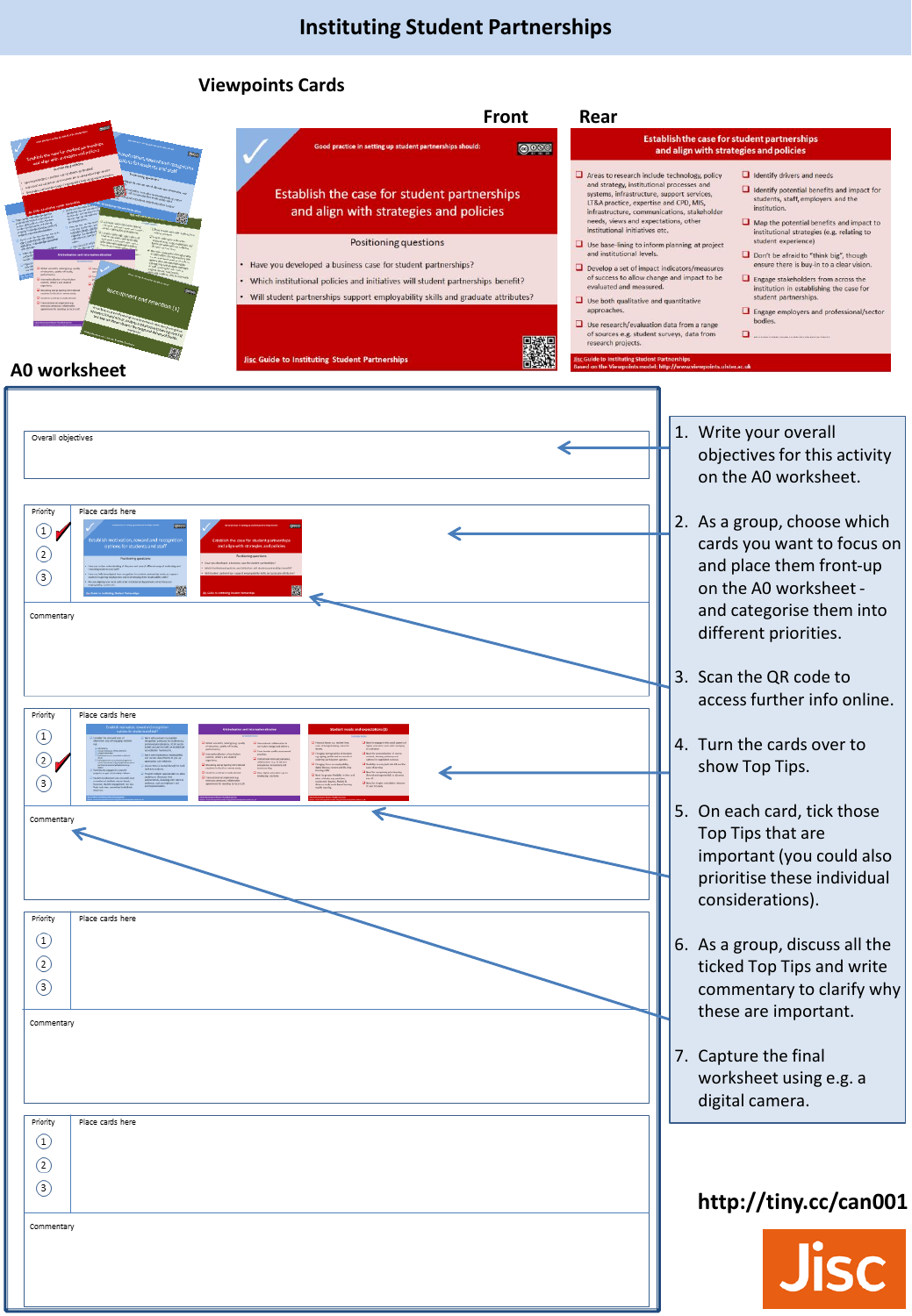# Instituting Student Partnerships

## Viewpoints Cards

**Front**

Good practice in setting up student partnerships should:

Establish the case for student partnerships and align with strategies and policies

Positioning questions

- Have you developed a business case for student partnerships?
- Which institutional policies and initiatives will student partnerships benefit?
- Will student partnerships support employability skills and graduate attributes?

Jisc Guide to Instituting Student Partnerships

**Rear**

Establish the case for student partnerships and align with strategies and policies

- Areas to research include technology, policy and strategy, institutional processes and systems, infrastructure, support services, LT&A practice, expertise and CPD, MIS, infrastructure, communications, stakeholder needs, views and expectations, other institutional initiatives etc.
- Use base-lining to inform planning at project and institutional levels.
- Develop a set of impact indicators/measures of success to allow change and impact to be evaluated and measured.
- Use both qualitative and quantitative approaches.
- Use research/evaluation data from a range of sources e.g. student surveys, data from research projects.
- Identify drivers and needs
- Identify potential benefits and impact for students, staff, employers and the institution.
- Map the potential benefits and impact to institutional strategies (e.g. relating to student experience)
- Don't be afraid to "think big", though ensure there is buy-in to a clear vision.
- Engage stakeholders from across the institution in establishing the case for student partnerships.
- Engage employers and professional/sector bodies.
- ..........................................................

Jisc Guide to Instituting Student Partnerships
Based on the Viewpoints model: http://www.viewpoints.ulster.ac.uk

## A0 worksheet

Overall objectives

Priority ① ② ③ — Place cards here

Commentary

Priority ① ② ③ — Place cards here

Commentary

Priority ① ② ③ — Place cards here

Commentary

Priority ① ② ③ — Place cards here

Commentary

1. Write your overall objectives for this activity on the A0 worksheet.
2. As a group, choose which cards you want to focus on and place them front-up on the A0 worksheet - and categorise them into different priorities.
3. Scan the QR code to access further info online.
4. Turn the cards over to show Top Tips.
5. On each card, tick those Top Tips that are important (you could also prioritise these individual considerations).
6. As a group, discuss all the ticked Top Tips and write commentary to clarify why these are important.
7. Capture the final worksheet using e.g. a digital camera.

**http://tiny.cc/can001**

Jisc